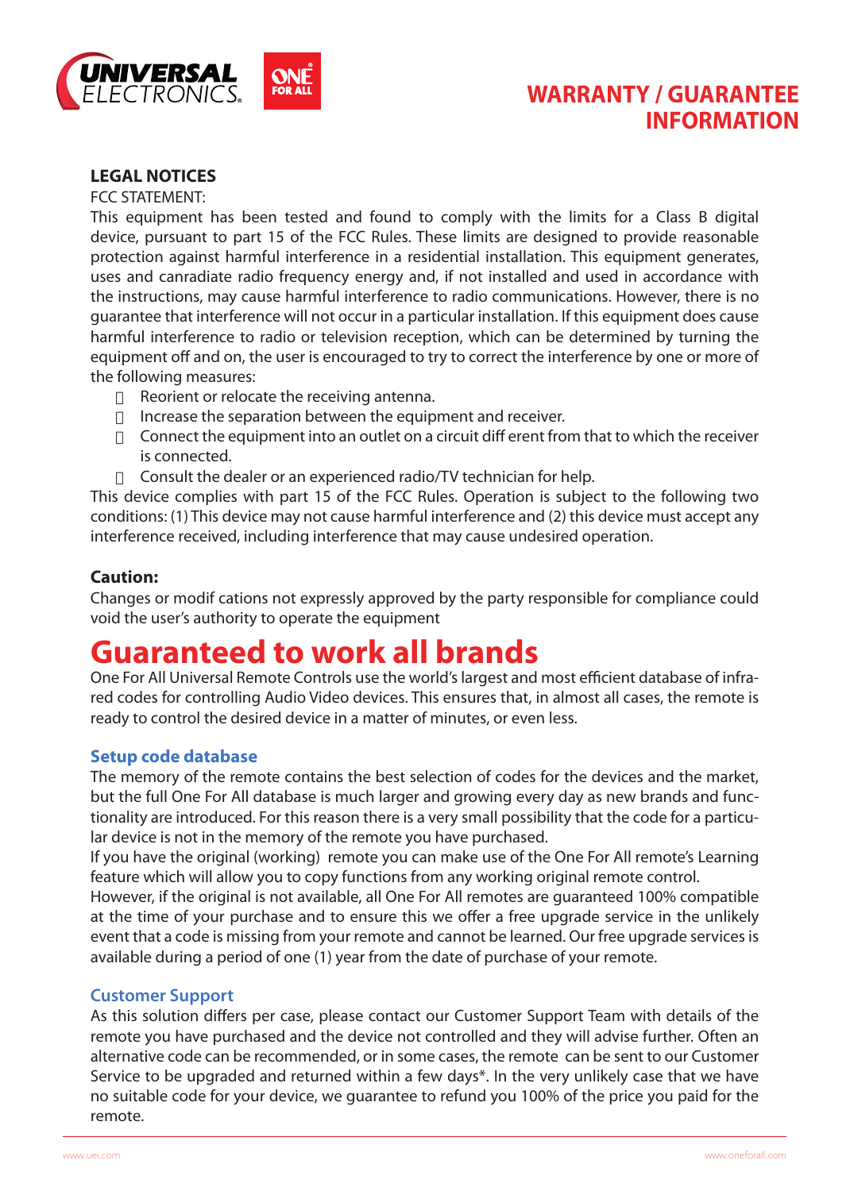# WARRANTY / GUARANTEE INFORMATION

## LEGAL NOTICES

FCC STATEMENT:

This equipment has been tested and found to comply with the limits for a Class B digital device, pursuant to part 15 of the FCC Rules. These limits are designed to provide reasonable protection against harmful interference in a residential installation. This equipment generates, uses and canradiate radio frequency energy and, if not installed and used in accordance with the instructions, may cause harmful interference to radio communications. However, there is no guarantee that interference will not occur in a particular installation. If this equipment does cause harmful interference to radio or television reception, which can be determined by turning the equipment off and on, the user is encouraged to try to correct the interference by one or more of the following measures:

- Reorient or relocate the receiving antenna.
- Increase the separation between the equipment and receiver.
- Connect the equipment into an outlet on a circuit diff erent from that to which the receiver is connected.
- Consult the dealer or an experienced radio/TV technician for help.

This device complies with part 15 of the FCC Rules. Operation is subject to the following two conditions: (1) This device may not cause harmful interference and (2) this device must accept any interference received, including interference that may cause undesired operation.

**Caution:**

Changes or modif cations not expressly approved by the party responsible for compliance could void the user's authority to operate the equipment

# Guaranteed to work all brands

One For All Universal Remote Controls use the world's largest and most efficient database of infra-red codes for controlling Audio Video devices. This ensures that, in almost all cases, the remote is ready to control the desired device in a matter of minutes, or even less.

### Setup code database

The memory of the remote contains the best selection of codes for the devices and the market, but the full One For All database is much larger and growing every day as new brands and functionality are introduced. For this reason there is a very small possibility that the code for a particular device is not in the memory of the remote you have purchased.

If you have the original (working) remote you can make use of the One For All remote's Learning feature which will allow you to copy functions from any working original remote control.

However, if the original is not available, all One For All remotes are guaranteed 100% compatible at the time of your purchase and to ensure this we offer a free upgrade service in the unlikely event that a code is missing from your remote and cannot be learned. Our free upgrade services is available during a period of one (1) year from the date of purchase of your remote.

### Customer Support

As this solution differs per case, please contact our Customer Support Team with details of the remote you have purchased and the device not controlled and they will advise further. Often an alternative code can be recommended, or in some cases, the remote can be sent to our Customer Service to be upgraded and returned within a few days*. In the very unlikely case that we have no suitable code for your device, we guarantee to refund you 100% of the price you paid for the remote.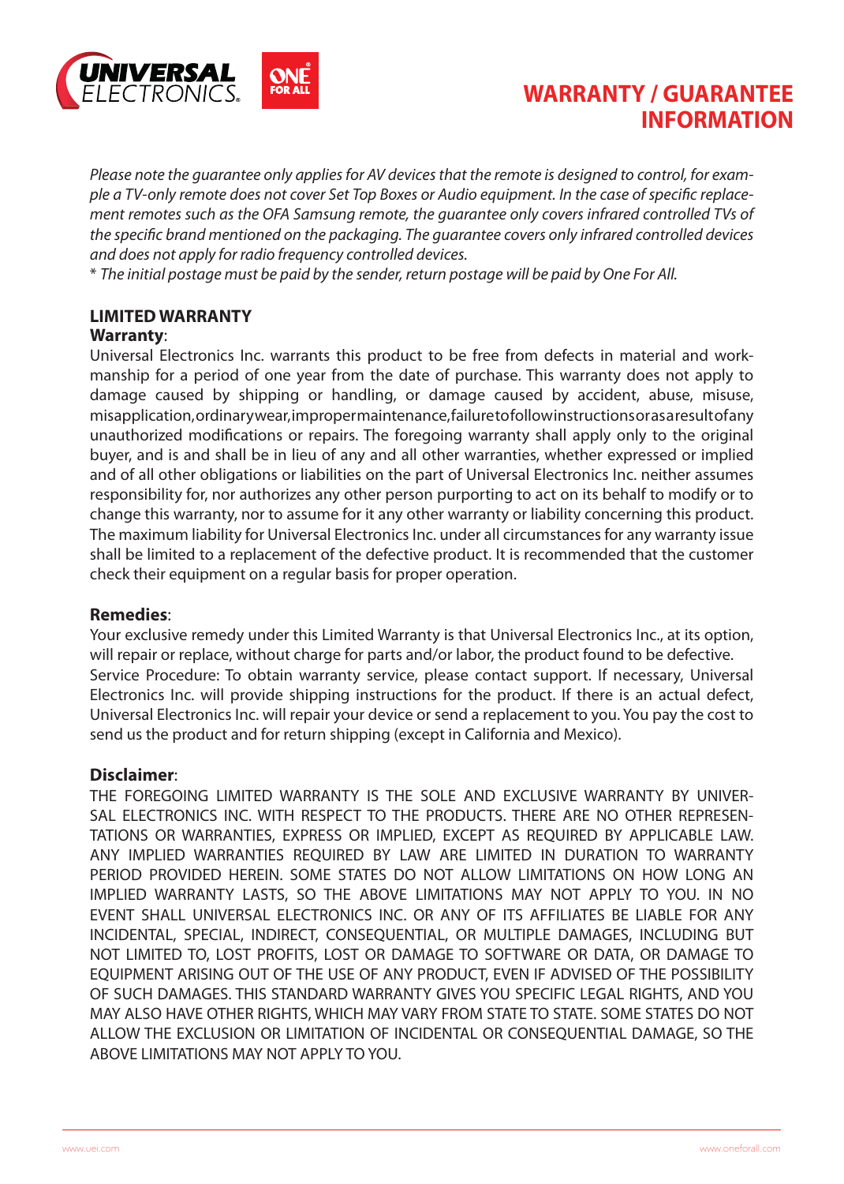# WARRANTY / GUARANTEE INFORMATION

*Please note the guarantee only applies for AV devices that the remote is designed to control, for example a TV-only remote does not cover Set Top Boxes or Audio equipment. In the case of specific replacement remotes such as the OFA Samsung remote, the guarantee only covers infrared controlled TVs of the specific brand mentioned on the packaging. The guarantee covers only infrared controlled devices and does not apply for radio frequency controlled devices.*

* *The initial postage must be paid by the sender, return postage will be paid by One For All.*

## LIMITED WARRANTY

**Warranty**:

Universal Electronics Inc. warrants this product to be free from defects in material and workmanship for a period of one year from the date of purchase. This warranty does not apply to damage caused by shipping or handling, or damage caused by accident, abuse, misuse, misapplication, ordinary wear, improper maintenance, failure to follow instructions or as a result of any unauthorized modifications or repairs. The foregoing warranty shall apply only to the original buyer, and is and shall be in lieu of any and all other warranties, whether expressed or implied and of all other obligations or liabilities on the part of Universal Electronics Inc. neither assumes responsibility for, nor authorizes any other person purporting to act on its behalf to modify or to change this warranty, nor to assume for it any other warranty or liability concerning this product. The maximum liability for Universal Electronics Inc. under all circumstances for any warranty issue shall be limited to a replacement of the defective product. It is recommended that the customer check their equipment on a regular basis for proper operation.

**Remedies**:

Your exclusive remedy under this Limited Warranty is that Universal Electronics Inc., at its option, will repair or replace, without charge for parts and/or labor, the product found to be defective.
Service Procedure: To obtain warranty service, please contact support. If necessary, Universal Electronics Inc. will provide shipping instructions for the product. If there is an actual defect, Universal Electronics Inc. will repair your device or send a replacement to you. You pay the cost to send us the product and for return shipping (except in California and Mexico).

**Disclaimer**:

THE FOREGOING LIMITED WARRANTY IS THE SOLE AND EXCLUSIVE WARRANTY BY UNIVERSAL ELECTRONICS INC. WITH RESPECT TO THE PRODUCTS. THERE ARE NO OTHER REPRESENTATIONS OR WARRANTIES, EXPRESS OR IMPLIED, EXCEPT AS REQUIRED BY APPLICABLE LAW. ANY IMPLIED WARRANTIES REQUIRED BY LAW ARE LIMITED IN DURATION TO WARRANTY PERIOD PROVIDED HEREIN. SOME STATES DO NOT ALLOW LIMITATIONS ON HOW LONG AN IMPLIED WARRANTY LASTS, SO THE ABOVE LIMITATIONS MAY NOT APPLY TO YOU. IN NO EVENT SHALL UNIVERSAL ELECTRONICS INC. OR ANY OF ITS AFFILIATES BE LIABLE FOR ANY INCIDENTAL, SPECIAL, INDIRECT, CONSEQUENTIAL, OR MULTIPLE DAMAGES, INCLUDING BUT NOT LIMITED TO, LOST PROFITS, LOST OR DAMAGE TO SOFTWARE OR DATA, OR DAMAGE TO EQUIPMENT ARISING OUT OF THE USE OF ANY PRODUCT, EVEN IF ADVISED OF THE POSSIBILITY OF SUCH DAMAGES. THIS STANDARD WARRANTY GIVES YOU SPECIFIC LEGAL RIGHTS, AND YOU MAY ALSO HAVE OTHER RIGHTS, WHICH MAY VARY FROM STATE TO STATE. SOME STATES DO NOT ALLOW THE EXCLUSION OR LIMITATION OF INCIDENTAL OR CONSEQUENTIAL DAMAGE, SO THE ABOVE LIMITATIONS MAY NOT APPLY TO YOU.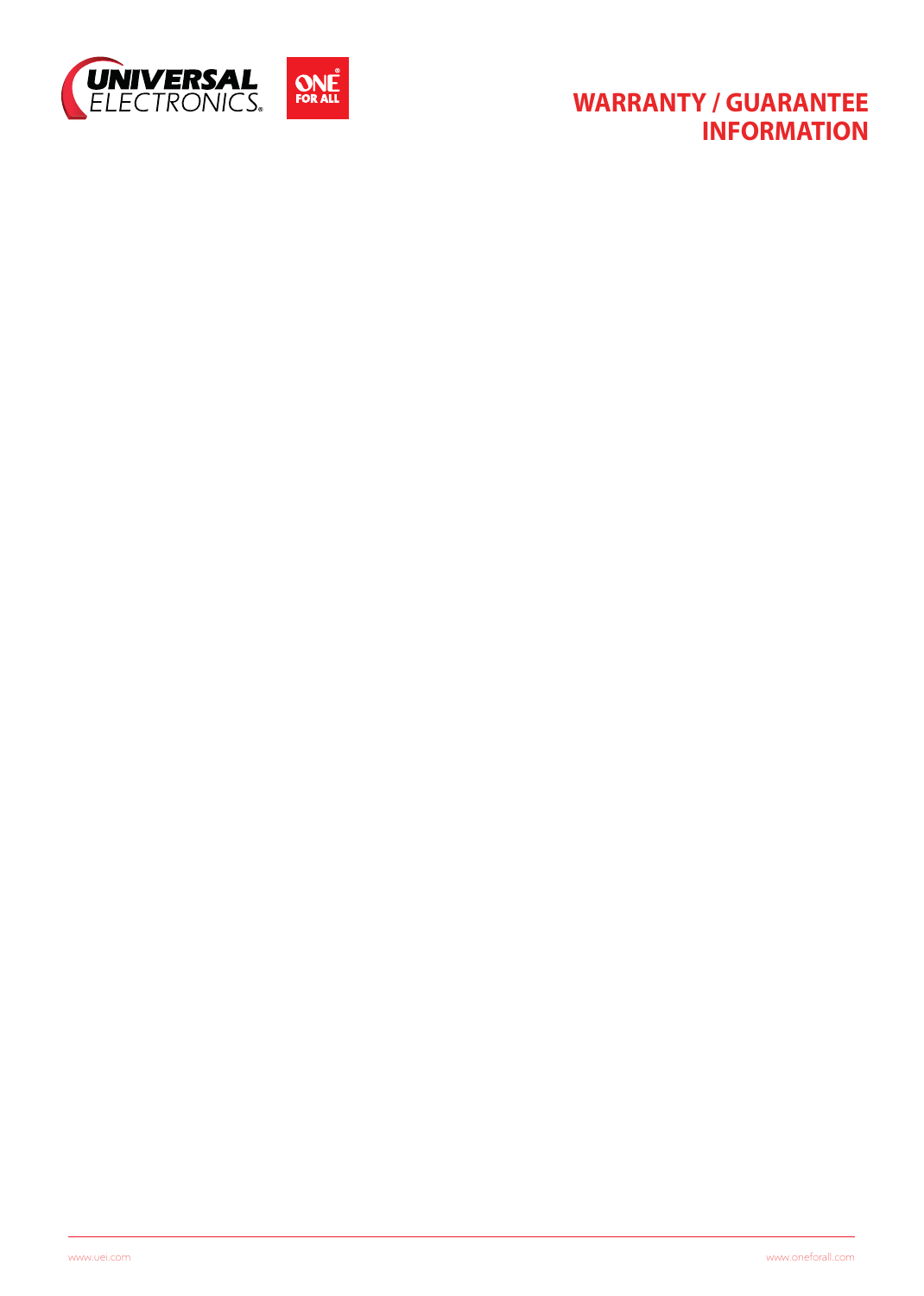# WARRANTY / GUARANTEE INFORMATION